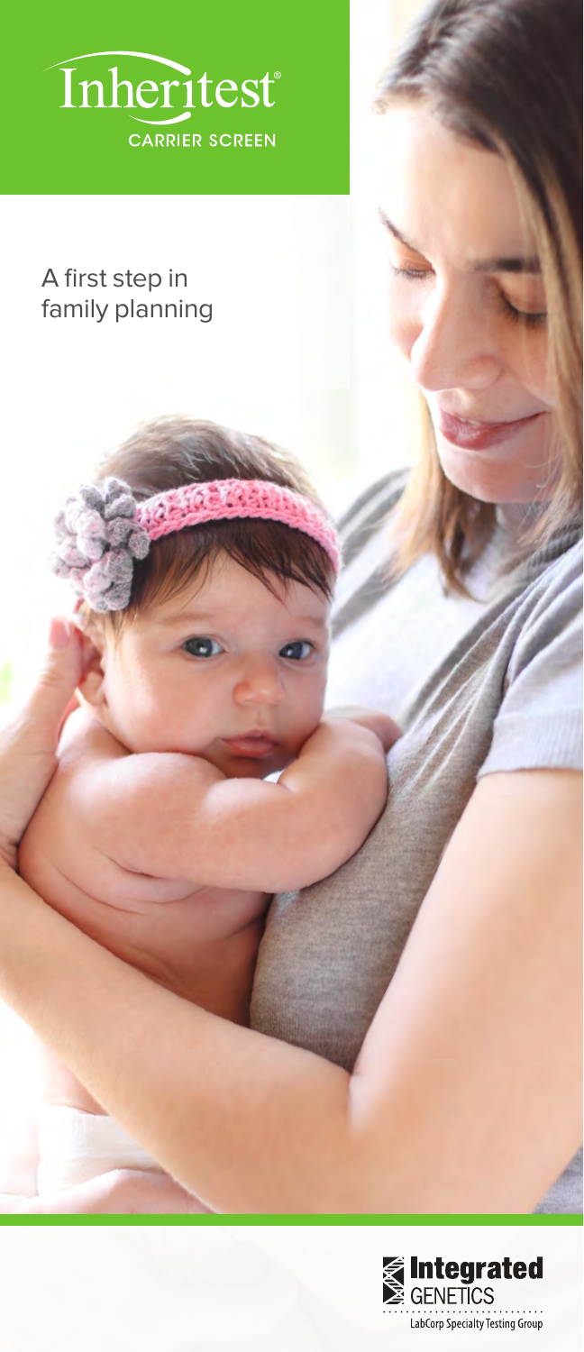# Inheritest®

CARRIER SCREEN

A first step in family planning

Integrated GENETICS

LabCorp Specialty Testing Group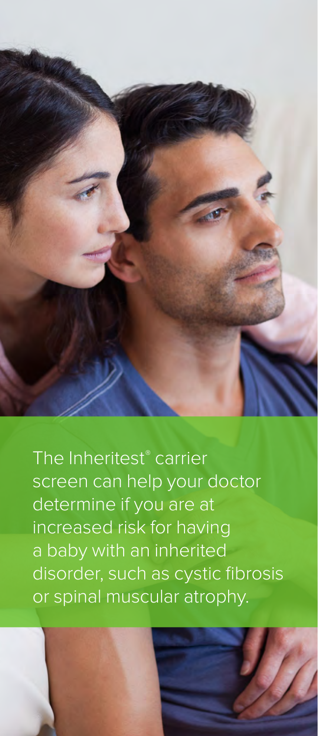The Inheritest® carrier screen can help your doctor determine if you are at increased risk for having a baby with an inherited disorder, such as cystic fibrosis or spinal muscular atrophy.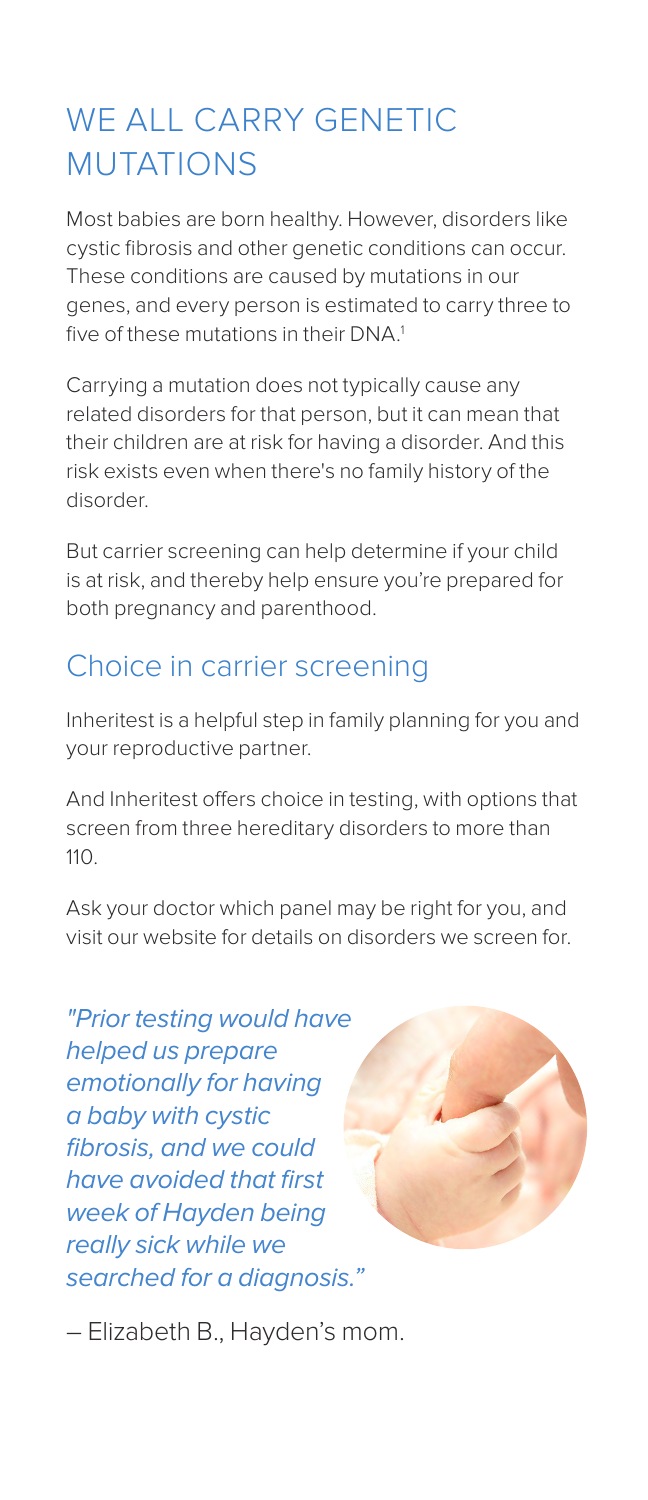# WE ALL CARRY GENETIC MUTATIONS

Most babies are born healthy. However, disorders like cystic fibrosis and other genetic conditions can occur. These conditions are caused by mutations in our genes, and every person is estimated to carry three to five of these mutations in their DNA.[1]

Carrying a mutation does not typically cause any related disorders for that person, but it can mean that their children are at risk for having a disorder. And this risk exists even when there's no family history of the disorder.

But carrier screening can help determine if your child is at risk, and thereby help ensure you're prepared for both pregnancy and parenthood.

## Choice in carrier screening

Inheritest is a helpful step in family planning for you and your reproductive partner.

And Inheritest offers choice in testing, with options that screen from three hereditary disorders to more than 110.

Ask your doctor which panel may be right for you, and visit our website for details on disorders we screen for.

*"Prior testing would have helped us prepare emotionally for having a baby with cystic fibrosis, and we could have avoided that first week of Hayden being really sick while we searched for a diagnosis."*

– Elizabeth B., Hayden's mom.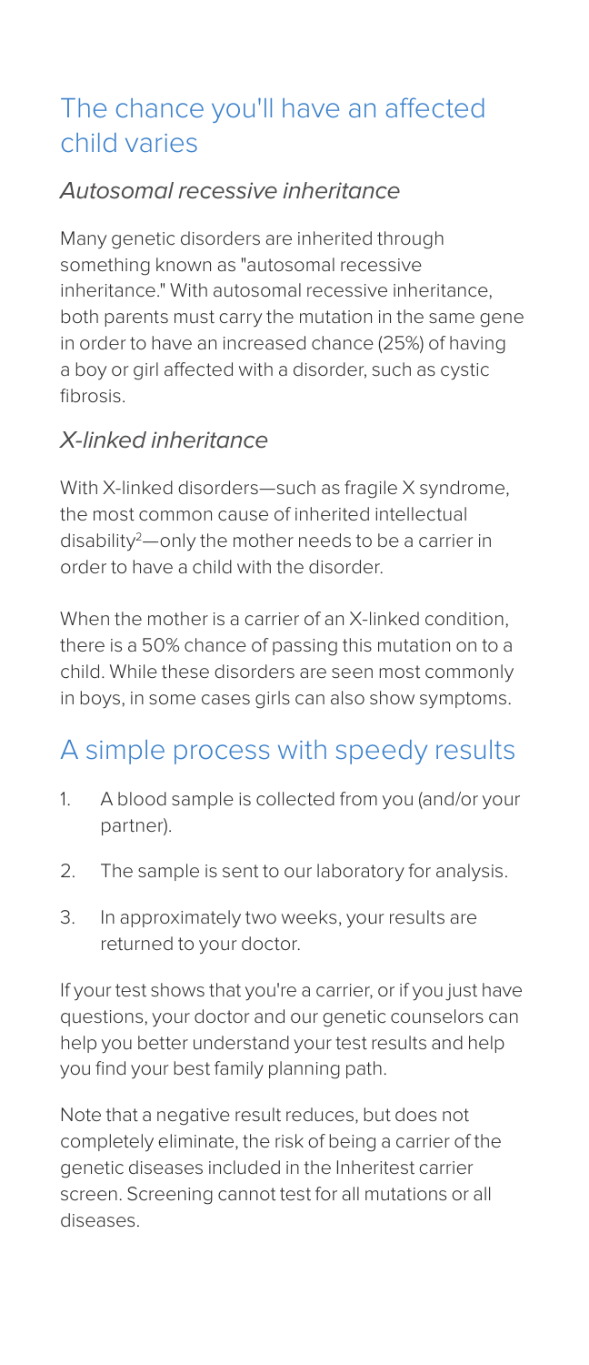## The chance you'll have an affected child varies

### *Autosomal recessive inheritance*

Many genetic disorders are inherited through something known as "autosomal recessive inheritance." With autosomal recessive inheritance, both parents must carry the mutation in the same gene in order to have an increased chance (25%) of having a boy or girl affected with a disorder, such as cystic fibrosis.

### *X-linked inheritance*

With X-linked disorders—such as fragile X syndrome, the most common cause of inherited intellectual disability[2]—only the mother needs to be a carrier in order to have a child with the disorder.

When the mother is a carrier of an X-linked condition, there is a 50% chance of passing this mutation on to a child. While these disorders are seen most commonly in boys, in some cases girls can also show symptoms.

## A simple process with speedy results

1. A blood sample is collected from you (and/or your partner).
2. The sample is sent to our laboratory for analysis.
3. In approximately two weeks, your results are returned to your doctor.

If your test shows that you're a carrier, or if you just have questions, your doctor and our genetic counselors can help you better understand your test results and help you find your best family planning path.

Note that a negative result reduces, but does not completely eliminate, the risk of being a carrier of the genetic diseases included in the Inheritest carrier screen. Screening cannot test for all mutations or all diseases.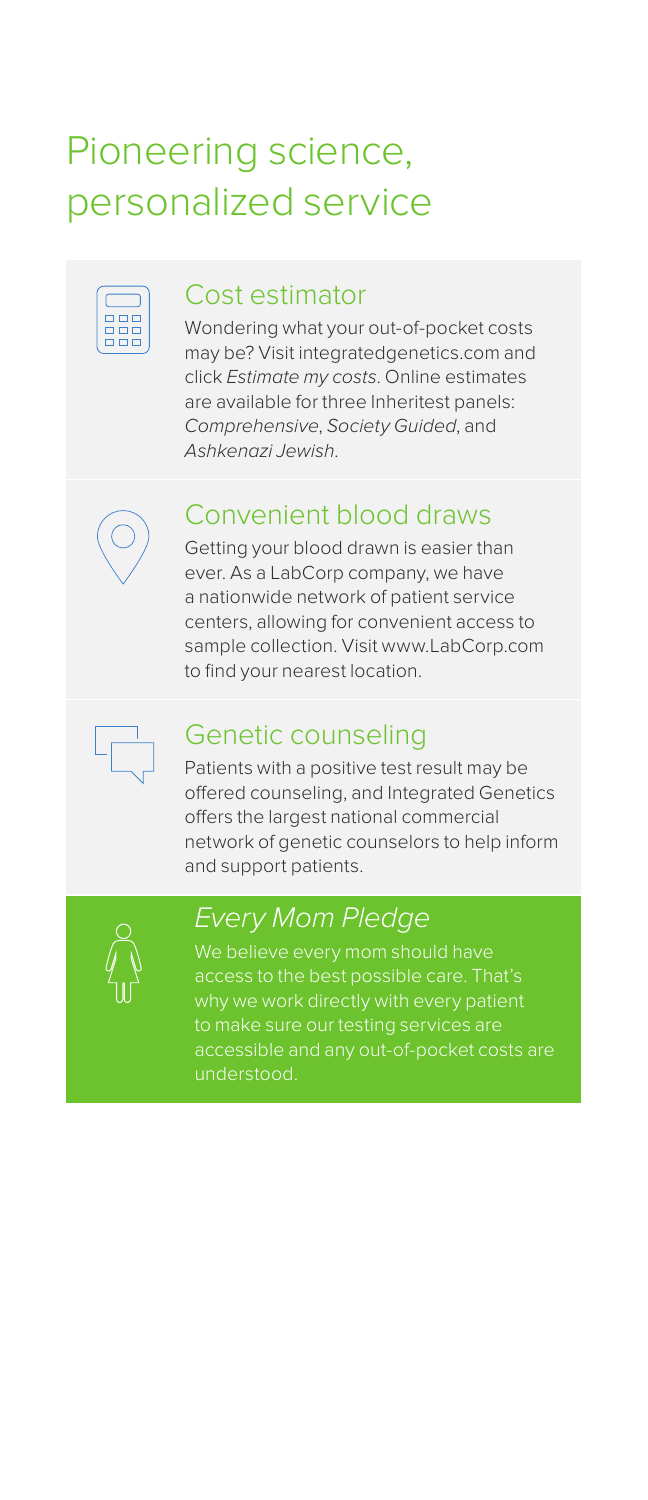# Pioneering science, personalized service

## Cost estimator

Wondering what your out-of-pocket costs may be? Visit integratedgenetics.com and click *Estimate my costs*. Online estimates are available for three Inheritest panels: *Comprehensive*, *Society Guided*, and *Ashkenazi Jewish*.

## Convenient blood draws

Getting your blood drawn is easier than ever. As a LabCorp company, we have a nationwide network of patient service centers, allowing for convenient access to sample collection. Visit www.LabCorp.com to find your nearest location.

## Genetic counseling

Patients with a positive test result may be offered counseling, and Integrated Genetics offers the largest national commercial network of genetic counselors to help inform and support patients.

## *Every Mom Pledge*

We believe every mom should have access to the best possible care. That's why we work directly with every patient to make sure our testing services are accessible and any out-of-pocket costs are understood.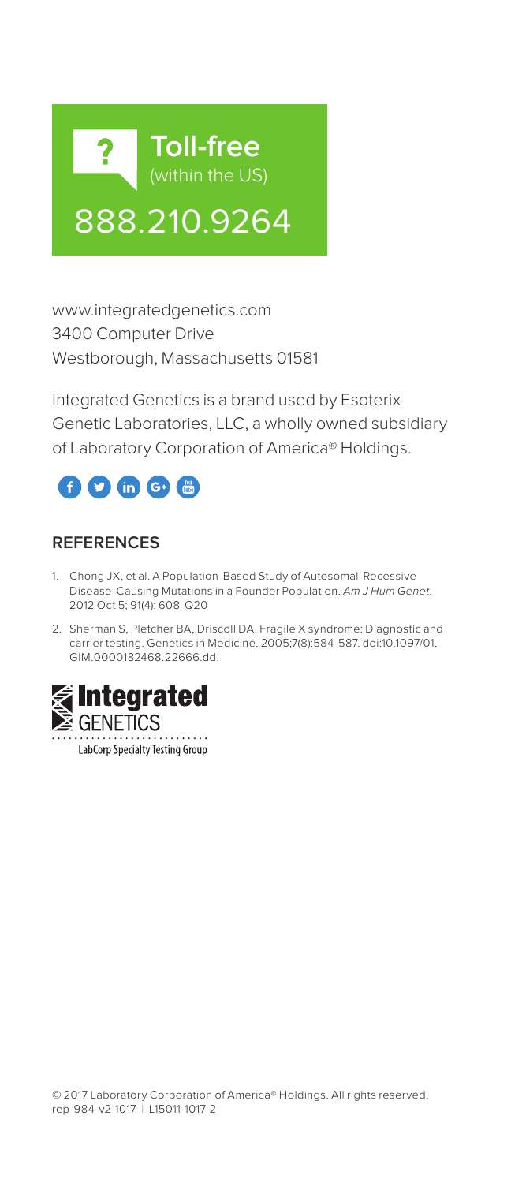**Toll-free** (within the US)

888.210.9264

www.integratedgenetics.com
3400 Computer Drive
Westborough, Massachusetts 01581

Integrated Genetics is a brand used by Esoterix Genetic Laboratories, LLC, a wholly owned subsidiary of Laboratory Corporation of America® Holdings.

## REFERENCES

1. Chong JX, et al. A Population-Based Study of Autosomal-Recessive Disease-Causing Mutations in a Founder Population. *Am J Hum Genet.* 2012 Oct 5; 91(4): 608-Q20
2. Sherman S, Pletcher BA, Driscoll DA. Fragile X syndrome: Diagnostic and carrier testing. Genetics in Medicine. 2005;7(8):584-587. doi:10.1097/01.GIM.0000182468.22666.dd.

**Integrated** GENETICS
LabCorp Specialty Testing Group

© 2017 Laboratory Corporation of America® Holdings. All rights reserved.
rep-984-v2-1017 | L15011-1017-2